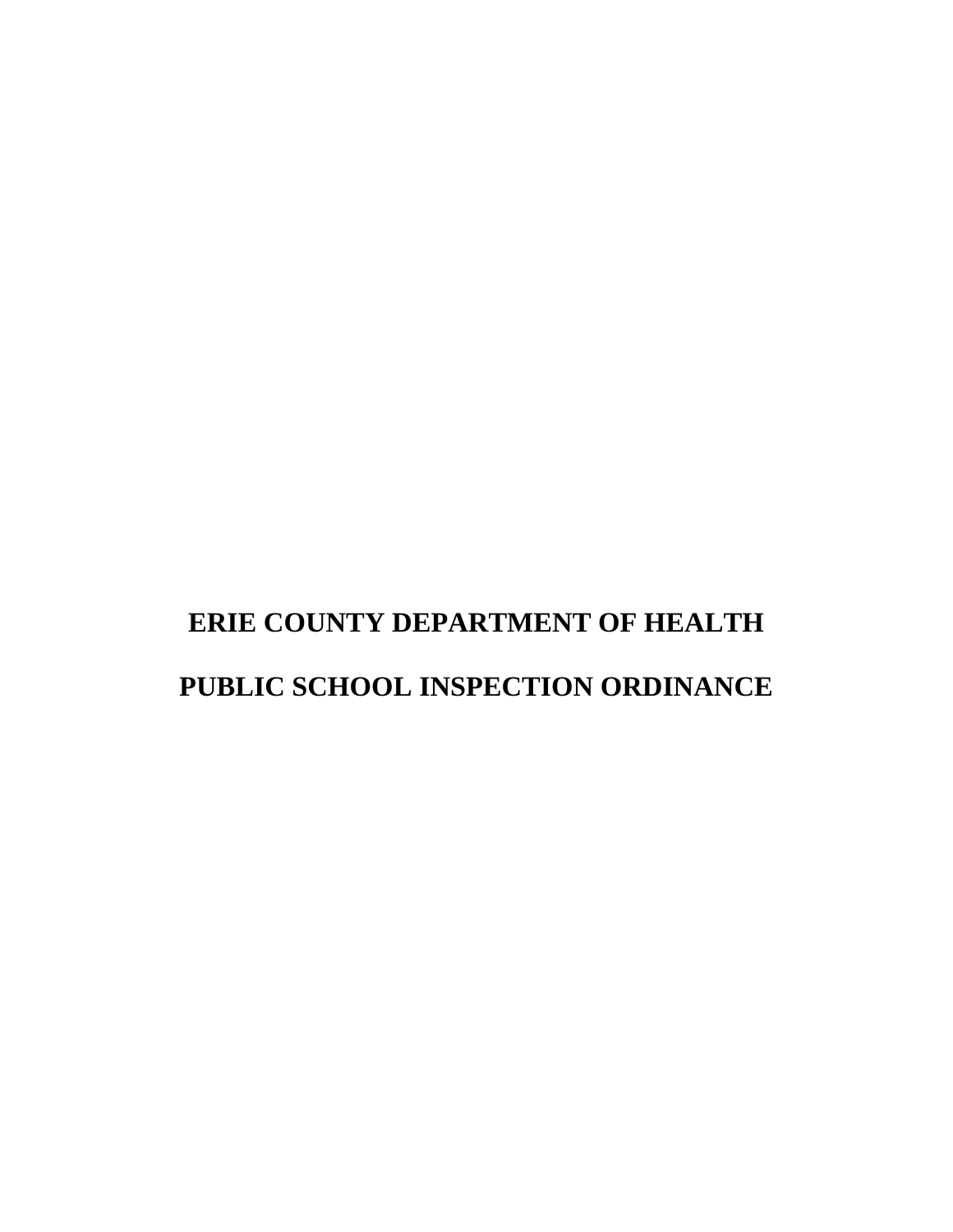# ERIE COUNTY DEPARTMENT OF HEALTH

# PUBLIC SCHOOL INSPECTION ORDINANCE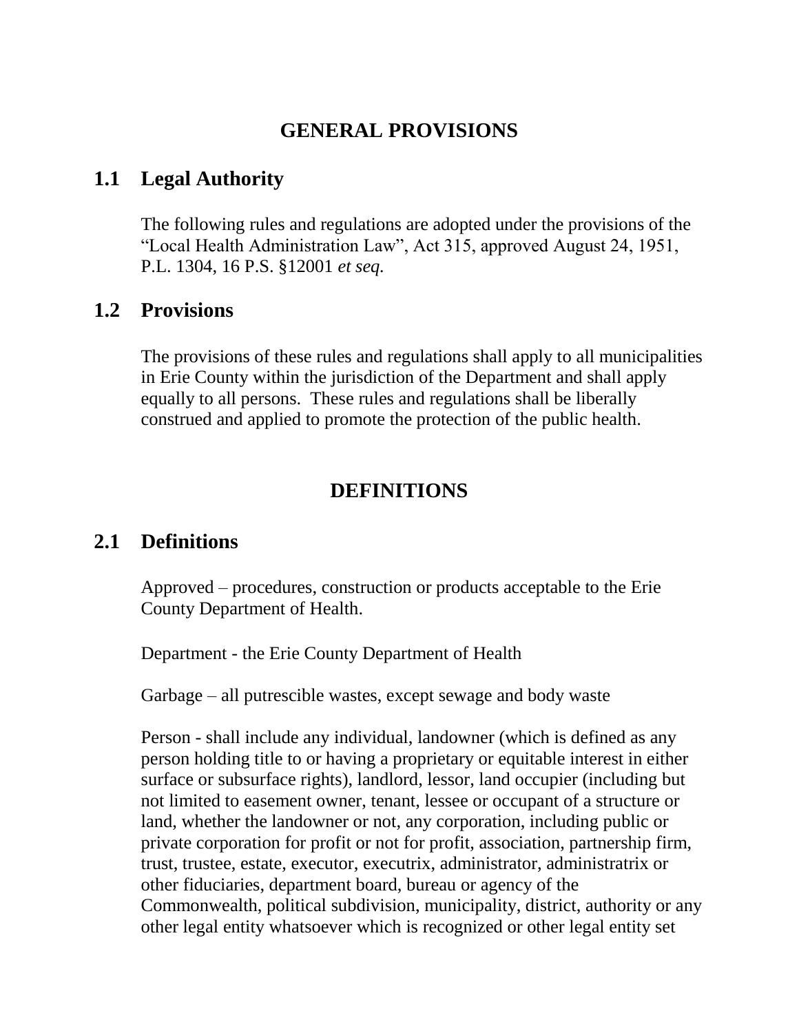# GENERAL PROVISIONS

## 1.1 Legal Authority

The following rules and regulations are adopted under the provisions of the "Local Health Administration Law", Act 315, approved August 24, 1951, P.L. 1304, 16 P.S. §12001 *et seq.*

## 1.2 Provisions

The provisions of these rules and regulations shall apply to all municipalities in Erie County within the jurisdiction of the Department and shall apply equally to all persons. These rules and regulations shall be liberally construed and applied to promote the protection of the public health.

# DEFINITIONS

## 2.1 Definitions

Approved – procedures, construction or products acceptable to the Erie County Department of Health.

Department - the Erie County Department of Health

Garbage – all putrescible wastes, except sewage and body waste

Person - shall include any individual, landowner (which is defined as any person holding title to or having a proprietary or equitable interest in either surface or subsurface rights), landlord, lessor, land occupier (including but not limited to easement owner, tenant, lessee or occupant of a structure or land, whether the landowner or not, any corporation, including public or private corporation for profit or not for profit, association, partnership firm, trust, trustee, estate, executor, executrix, administrator, administratrix or other fiduciaries, department board, bureau or agency of the Commonwealth, political subdivision, municipality, district, authority or any other legal entity whatsoever which is recognized or other legal entity set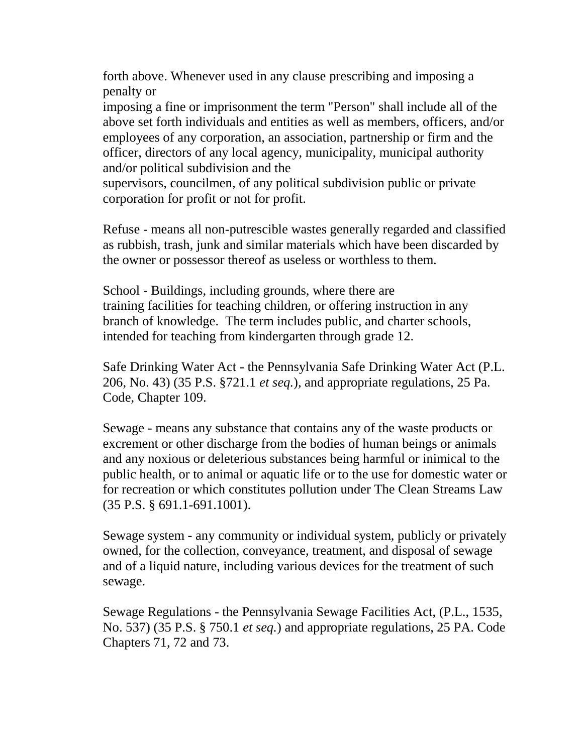forth above. Whenever used in any clause prescribing and imposing a penalty or imposing a fine or imprisonment the term "Person" shall include all of the above set forth individuals and entities as well as members, officers, and/or employees of any corporation, an association, partnership or firm and the officer, directors of any local agency, municipality, municipal authority and/or political subdivision and the supervisors, councilmen, of any political subdivision public or private corporation for profit or not for profit.

Refuse - means all non-putrescible wastes generally regarded and classified as rubbish, trash, junk and similar materials which have been discarded by the owner or possessor thereof as useless or worthless to them.

School - Buildings, including grounds, where there are training facilities for teaching children, or offering instruction in any branch of knowledge. The term includes public, and charter schools, intended for teaching from kindergarten through grade 12.

Safe Drinking Water Act - the Pennsylvania Safe Drinking Water Act (P.L. 206, No. 43) (35 P.S. §721.1 *et seq.*), and appropriate regulations, 25 Pa. Code, Chapter 109.

Sewage - means any substance that contains any of the waste products or excrement or other discharge from the bodies of human beings or animals and any noxious or deleterious substances being harmful or inimical to the public health, or to animal or aquatic life or to the use for domestic water or for recreation or which constitutes pollution under The Clean Streams Law (35 P.S. § 691.1-691.1001).

Sewage system - any community or individual system, publicly or privately owned, for the collection, conveyance, treatment, and disposal of sewage and of a liquid nature, including various devices for the treatment of such sewage.

Sewage Regulations - the Pennsylvania Sewage Facilities Act, (P.L., 1535, No. 537) (35 P.S. § 750.1 *et seq.*) and appropriate regulations, 25 PA. Code Chapters 71, 72 and 73.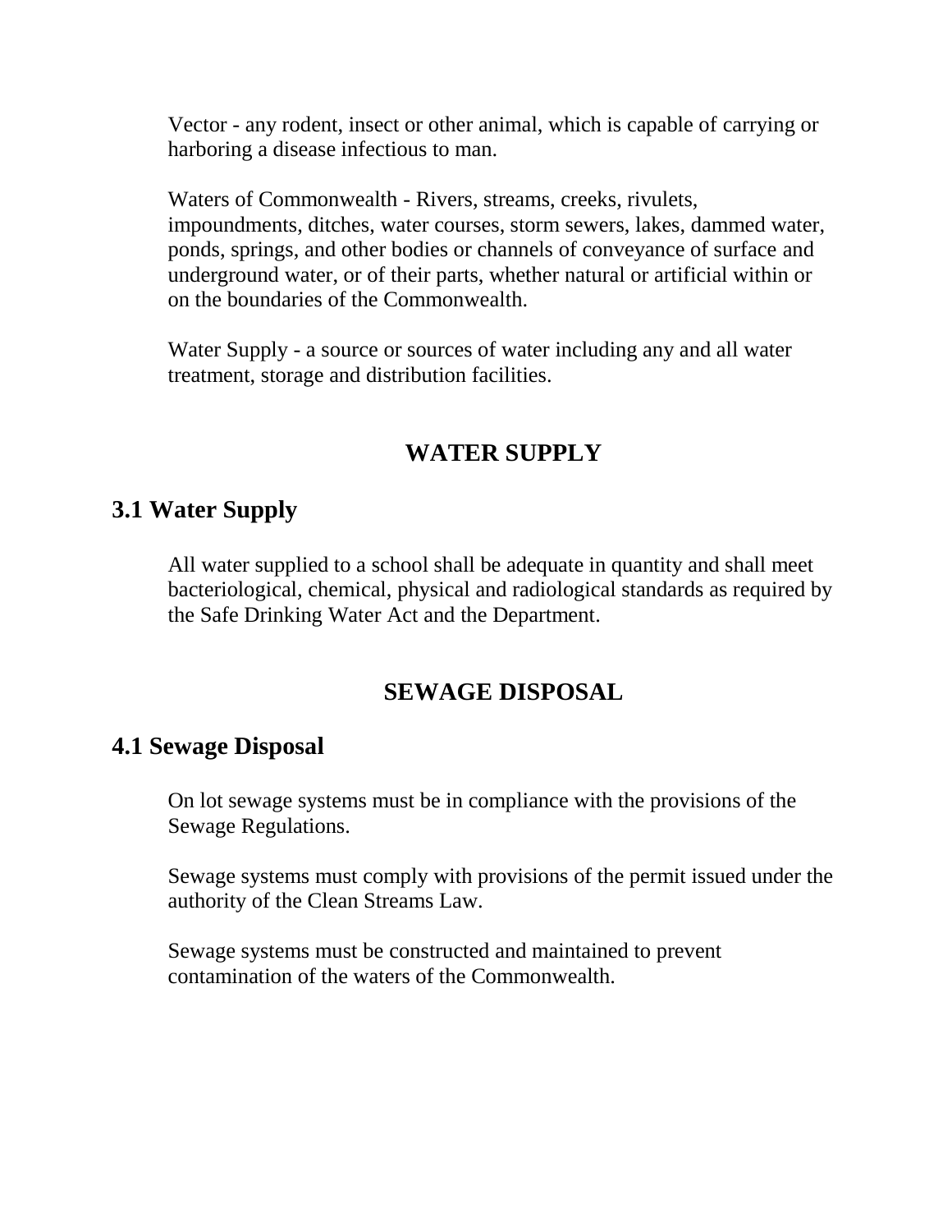Vector - any rodent, insect or other animal, which is capable of carrying or harboring a disease infectious to man.

Waters of Commonwealth - Rivers, streams, creeks, rivulets, impoundments, ditches, water courses, storm sewers, lakes, dammed water, ponds, springs, and other bodies or channels of conveyance of surface and underground water, or of their parts, whether natural or artificial within or on the boundaries of the Commonwealth.

Water Supply - a source or sources of water including any and all water treatment, storage and distribution facilities.

# WATER SUPPLY

## 3.1 Water Supply

All water supplied to a school shall be adequate in quantity and shall meet bacteriological, chemical, physical and radiological standards as required by the Safe Drinking Water Act and the Department.

# SEWAGE DISPOSAL

## 4.1 Sewage Disposal

On lot sewage systems must be in compliance with the provisions of the Sewage Regulations.

Sewage systems must comply with provisions of the permit issued under the authority of the Clean Streams Law.

Sewage systems must be constructed and maintained to prevent contamination of the waters of the Commonwealth.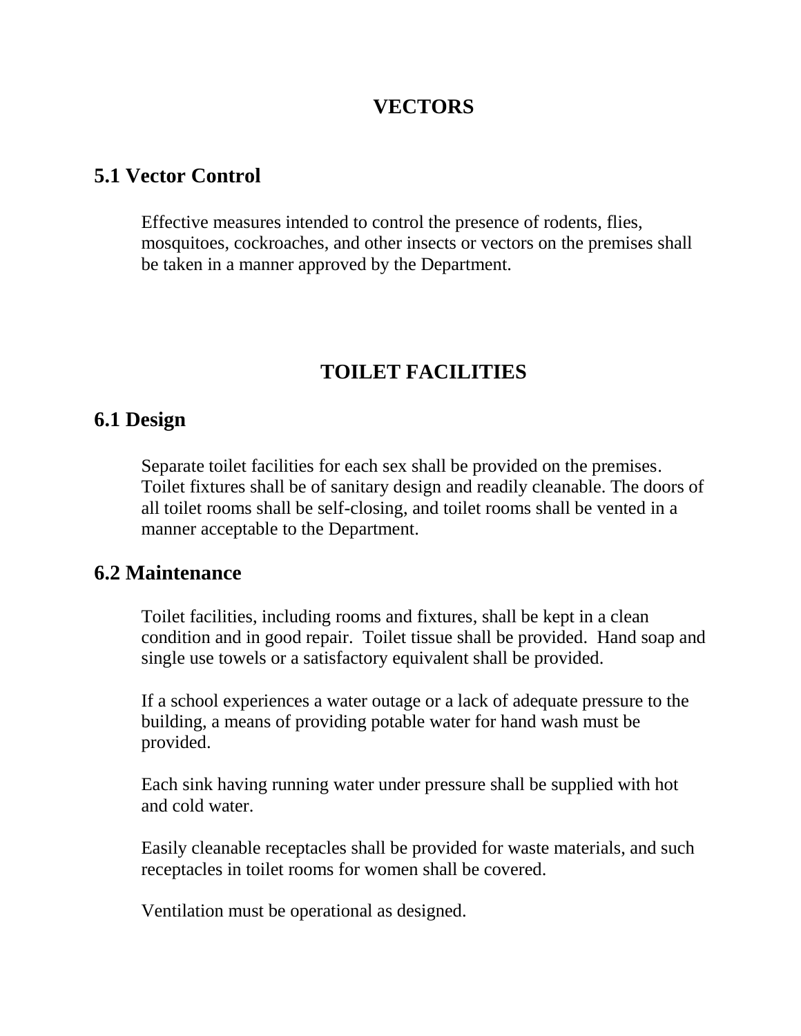# VECTORS

## 5.1 Vector Control

Effective measures intended to control the presence of rodents, flies, mosquitoes, cockroaches, and other insects or vectors on the premises shall be taken in a manner approved by the Department.

# TOILET FACILITIES

## 6.1 Design

Separate toilet facilities for each sex shall be provided on the premises. Toilet fixtures shall be of sanitary design and readily cleanable. The doors of all toilet rooms shall be self-closing, and toilet rooms shall be vented in a manner acceptable to the Department.

## 6.2 Maintenance

Toilet facilities, including rooms and fixtures, shall be kept in a clean condition and in good repair. Toilet tissue shall be provided. Hand soap and single use towels or a satisfactory equivalent shall be provided.

If a school experiences a water outage or a lack of adequate pressure to the building, a means of providing potable water for hand wash must be provided.

Each sink having running water under pressure shall be supplied with hot and cold water.

Easily cleanable receptacles shall be provided for waste materials, and such receptacles in toilet rooms for women shall be covered.

Ventilation must be operational as designed.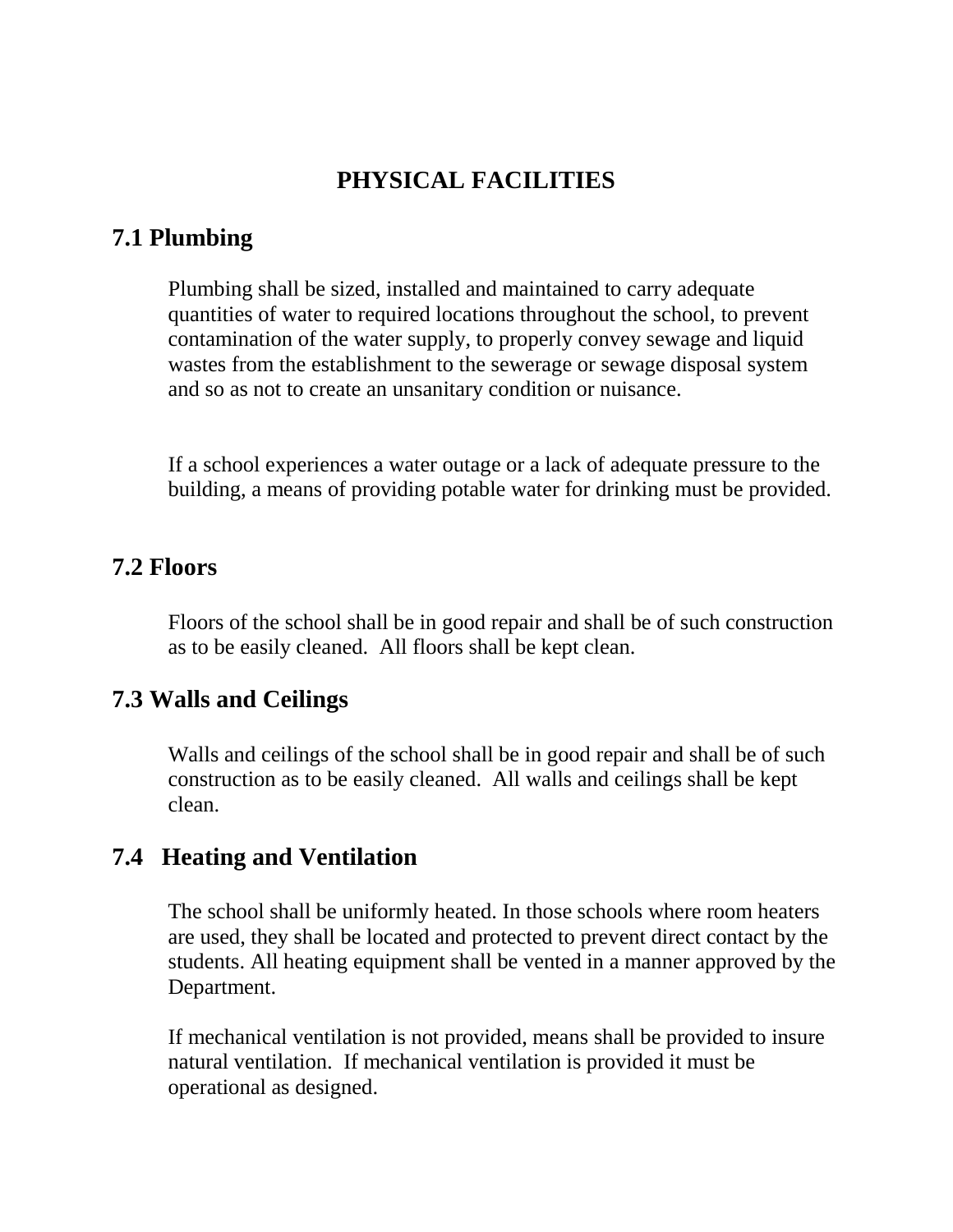# PHYSICAL FACILITIES

## 7.1 Plumbing

Plumbing shall be sized, installed and maintained to carry adequate quantities of water to required locations throughout the school, to prevent contamination of the water supply, to properly convey sewage and liquid wastes from the establishment to the sewerage or sewage disposal system and so as not to create an unsanitary condition or nuisance.

If a school experiences a water outage or a lack of adequate pressure to the building, a means of providing potable water for drinking must be provided.

## 7.2 Floors

Floors of the school shall be in good repair and shall be of such construction as to be easily cleaned. All floors shall be kept clean.

## 7.3 Walls and Ceilings

Walls and ceilings of the school shall be in good repair and shall be of such construction as to be easily cleaned. All walls and ceilings shall be kept clean.

## 7.4 Heating and Ventilation

The school shall be uniformly heated. In those schools where room heaters are used, they shall be located and protected to prevent direct contact by the students. All heating equipment shall be vented in a manner approved by the Department.

If mechanical ventilation is not provided, means shall be provided to insure natural ventilation. If mechanical ventilation is provided it must be operational as designed.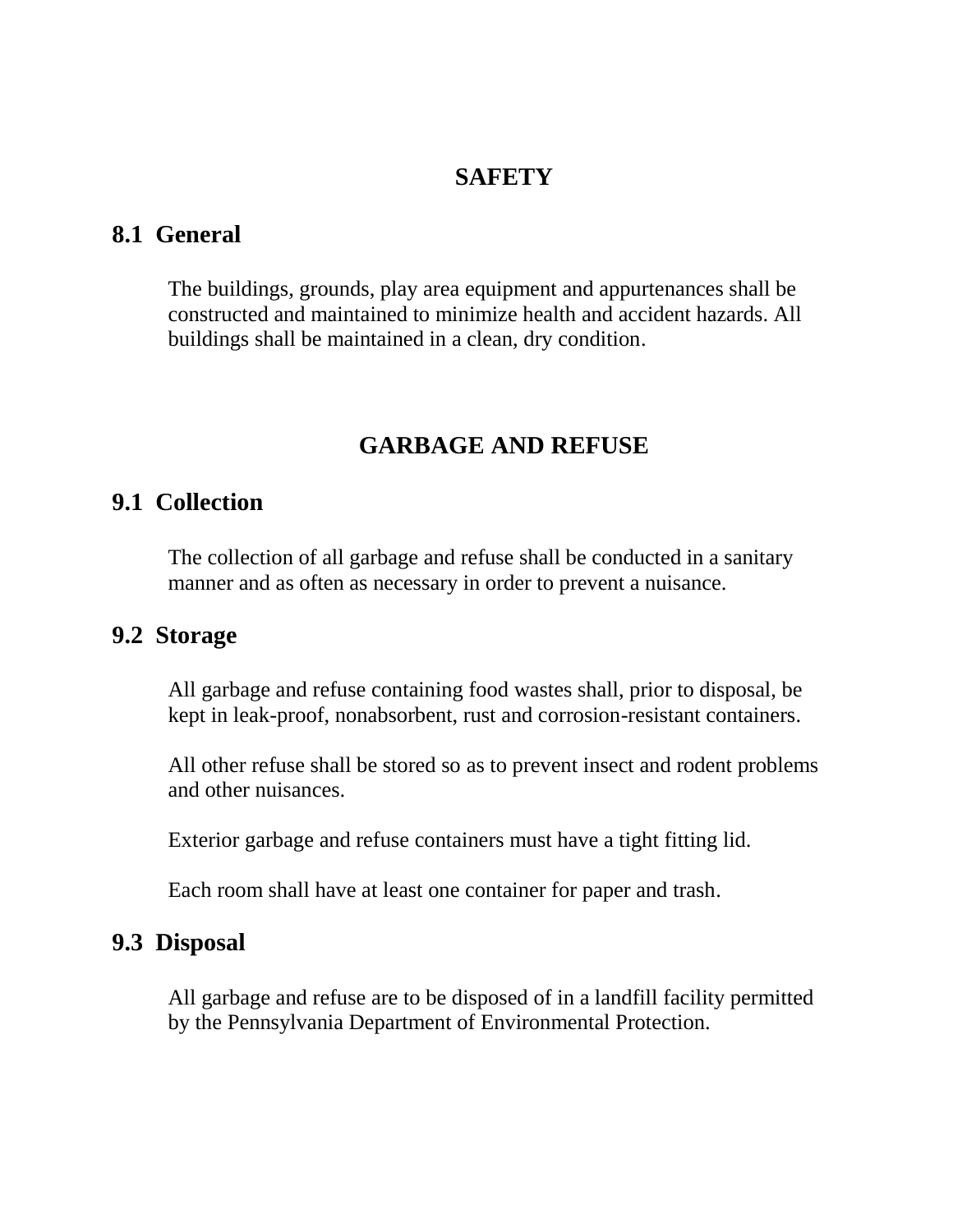# SAFETY

## 8.1 General

The buildings, grounds, play area equipment and appurtenances shall be constructed and maintained to minimize health and accident hazards. All buildings shall be maintained in a clean, dry condition.

# GARBAGE AND REFUSE

## 9.1 Collection

The collection of all garbage and refuse shall be conducted in a sanitary manner and as often as necessary in order to prevent a nuisance.

## 9.2 Storage

All garbage and refuse containing food wastes shall, prior to disposal, be kept in leak-proof, nonabsorbent, rust and corrosion-resistant containers.

All other refuse shall be stored so as to prevent insect and rodent problems and other nuisances.

Exterior garbage and refuse containers must have a tight fitting lid.

Each room shall have at least one container for paper and trash.

## 9.3 Disposal

All garbage and refuse are to be disposed of in a landfill facility permitted by the Pennsylvania Department of Environmental Protection.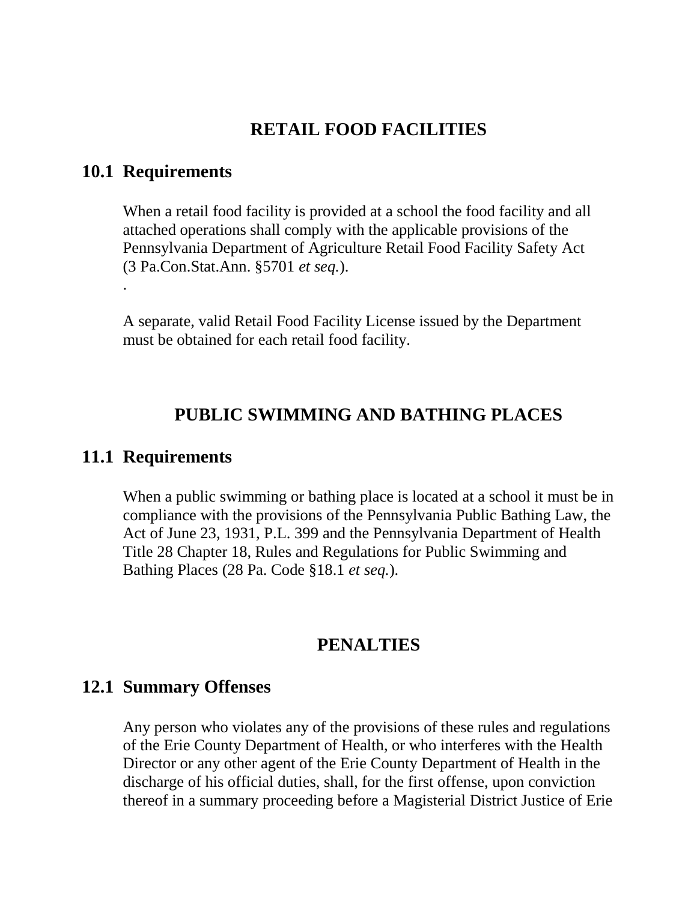## RETAIL FOOD FACILITIES

### 10.1 Requirements

When a retail food facility is provided at a school the food facility and all attached operations shall comply with the applicable provisions of the Pennsylvania Department of Agriculture Retail Food Facility Safety Act (3 Pa.Con.Stat.Ann. §5701 *et seq.*).
.

A separate, valid Retail Food Facility License issued by the Department must be obtained for each retail food facility.

## PUBLIC SWIMMING AND BATHING PLACES

### 11.1 Requirements

When a public swimming or bathing place is located at a school it must be in compliance with the provisions of the Pennsylvania Public Bathing Law, the Act of June 23, 1931, P.L. 399 and the Pennsylvania Department of Health Title 28 Chapter 18, Rules and Regulations for Public Swimming and Bathing Places (28 Pa. Code §18.1 *et seq.*).

## PENALTIES

### 12.1 Summary Offenses

Any person who violates any of the provisions of these rules and regulations of the Erie County Department of Health, or who interferes with the Health Director or any other agent of the Erie County Department of Health in the discharge of his official duties, shall, for the first offense, upon conviction thereof in a summary proceeding before a Magisterial District Justice of Erie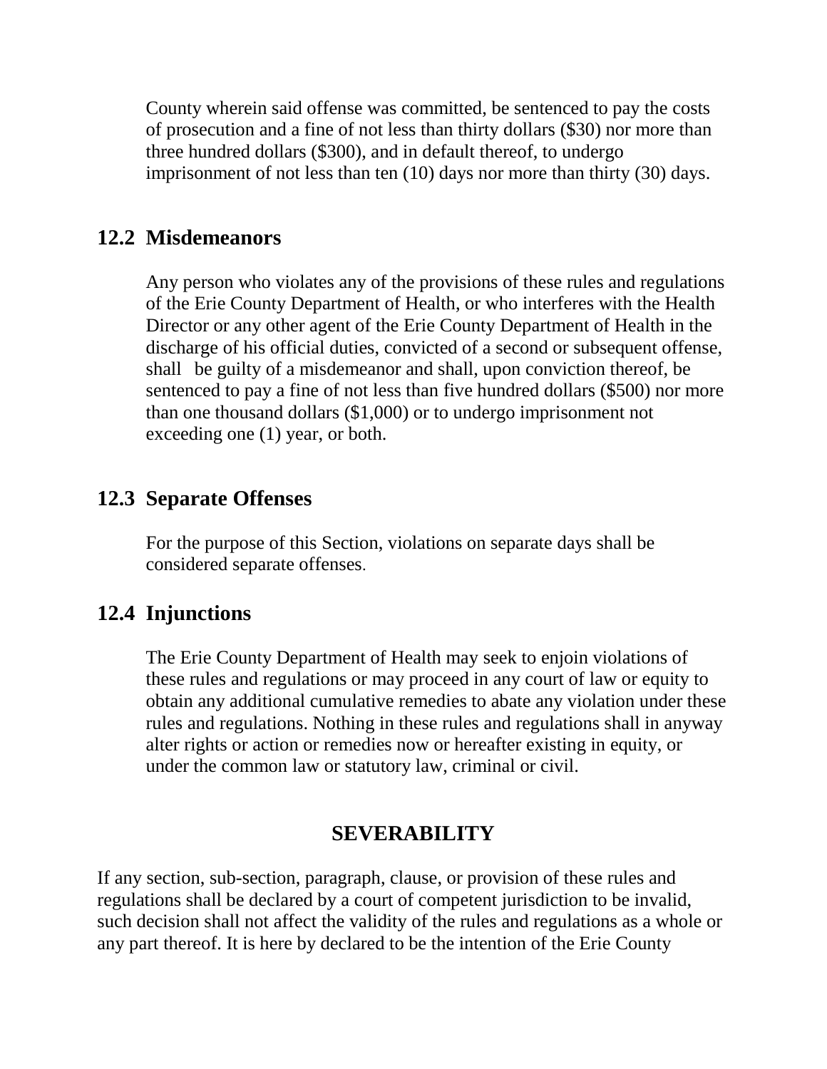County wherein said offense was committed, be sentenced to pay the costs of prosecution and a fine of not less than thirty dollars ($30) nor more than three hundred dollars ($300), and in default thereof, to undergo imprisonment of not less than ten (10) days nor more than thirty (30) days.

## 12.2 Misdemeanors

Any person who violates any of the provisions of these rules and regulations of the Erie County Department of Health, or who interferes with the Health Director or any other agent of the Erie County Department of Health in the discharge of his official duties, convicted of a second or subsequent offense, shall be guilty of a misdemeanor and shall, upon conviction thereof, be sentenced to pay a fine of not less than five hundred dollars ($500) nor more than one thousand dollars ($1,000) or to undergo imprisonment not exceeding one (1) year, or both.

## 12.3 Separate Offenses

For the purpose of this Section, violations on separate days shall be considered separate offenses.

## 12.4 Injunctions

The Erie County Department of Health may seek to enjoin violations of these rules and regulations or may proceed in any court of law or equity to obtain any additional cumulative remedies to abate any violation under these rules and regulations. Nothing in these rules and regulations shall in anyway alter rights or action or remedies now or hereafter existing in equity, or under the common law or statutory law, criminal or civil.

## SEVERABILITY

If any section, sub-section, paragraph, clause, or provision of these rules and regulations shall be declared by a court of competent jurisdiction to be invalid, such decision shall not affect the validity of the rules and regulations as a whole or any part thereof. It is here by declared to be the intention of the Erie County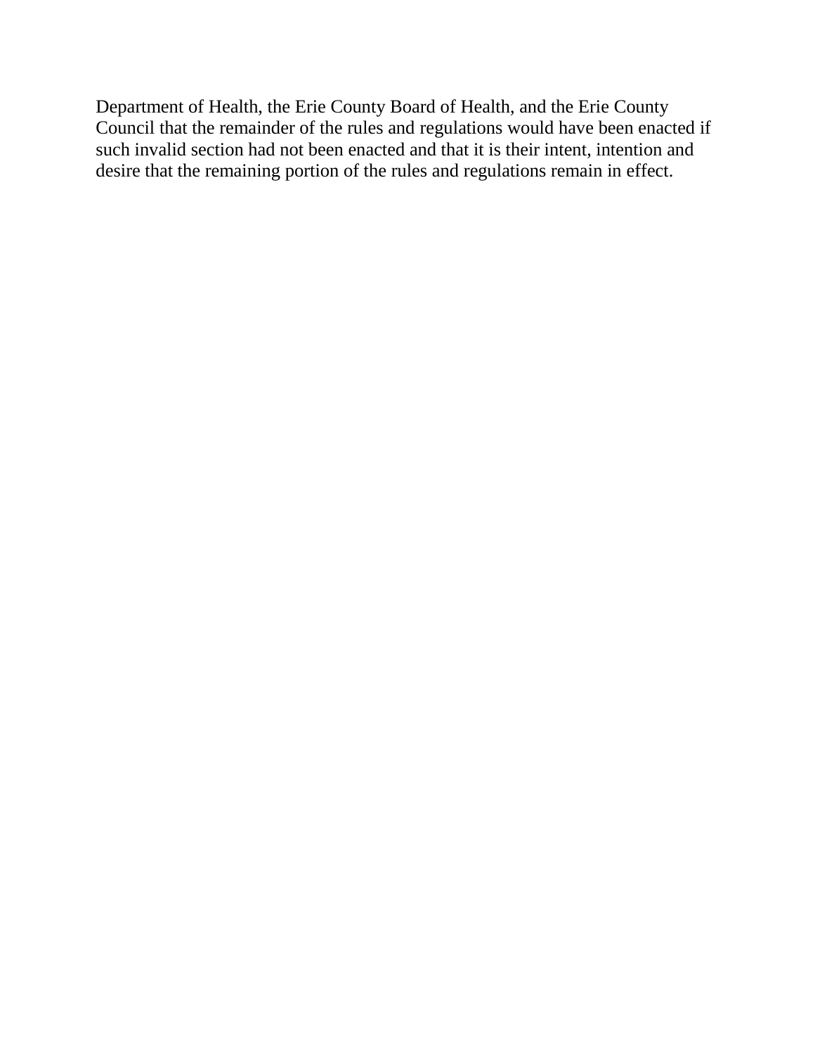Department of Health, the Erie County Board of Health, and the Erie County Council that the remainder of the rules and regulations would have been enacted if such invalid section had not been enacted and that it is their intent, intention and desire that the remaining portion of the rules and regulations remain in effect.